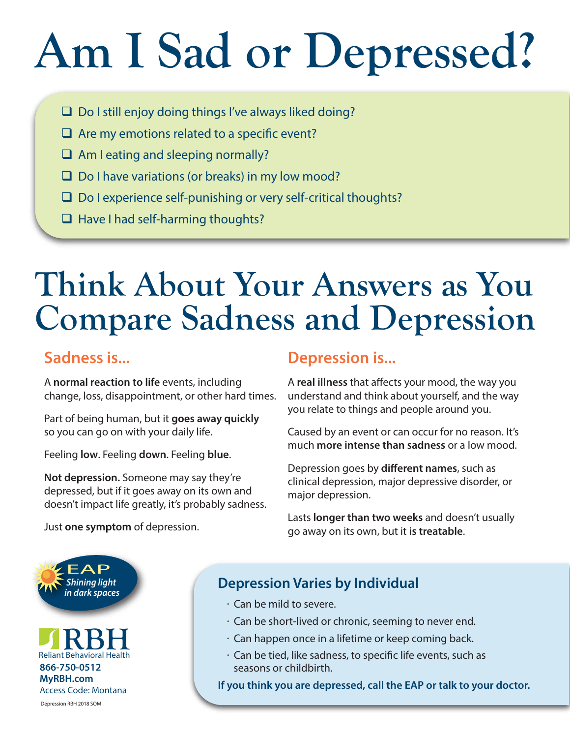# Am I Sad or Depressed?

- ☐ Do I still enjoy doing things I've always liked doing?
- ☐ Are my emotions related to a specific event?
- ☐ Am I eating and sleeping normally?
- ☐ Do I have variations (or breaks) in my low mood?
- ☐ Do I experience self-punishing or very self-critical thoughts?
- ☐ Have I had self-harming thoughts?

# Think About Your Answers as You Compare Sadness and Depression

## Sadness is...

A **normal reaction to life** events, including change, loss, disappointment, or other hard times.

Part of being human, but it **goes away quickly** so you can go on with your daily life.

Feeling **low**. Feeling **down**. Feeling **blue**.

**Not depression.** Someone may say they're depressed, but if it goes away on its own and doesn't impact life greatly, it's probably sadness.

Just **one symptom** of depression.

## Depression is...

A **real illness** that affects your mood, the way you understand and think about yourself, and the way you relate to things and people around you.

Caused by an event or can occur for no reason. It's much **more intense than sadness** or a low mood.

Depression goes by **different names**, such as clinical depression, major depressive disorder, or major depression.

Lasts **longer than two weeks** and doesn't usually go away on its own, but it **is treatable**.

EAP
*Shining light in dark spaces*

RBH
Reliant Behavioral Health
**866-750-0512**
**MyRBH.com**
Access Code: Montana

Depression RBH 2018 SOM

### Depression Varies by Individual

- Can be mild to severe.
- Can be short-lived or chronic, seeming to never end.
- Can happen once in a lifetime or keep coming back.
- Can be tied, like sadness, to specific life events, such as seasons or childbirth.

**If you think you are depressed, call the EAP or talk to your doctor.**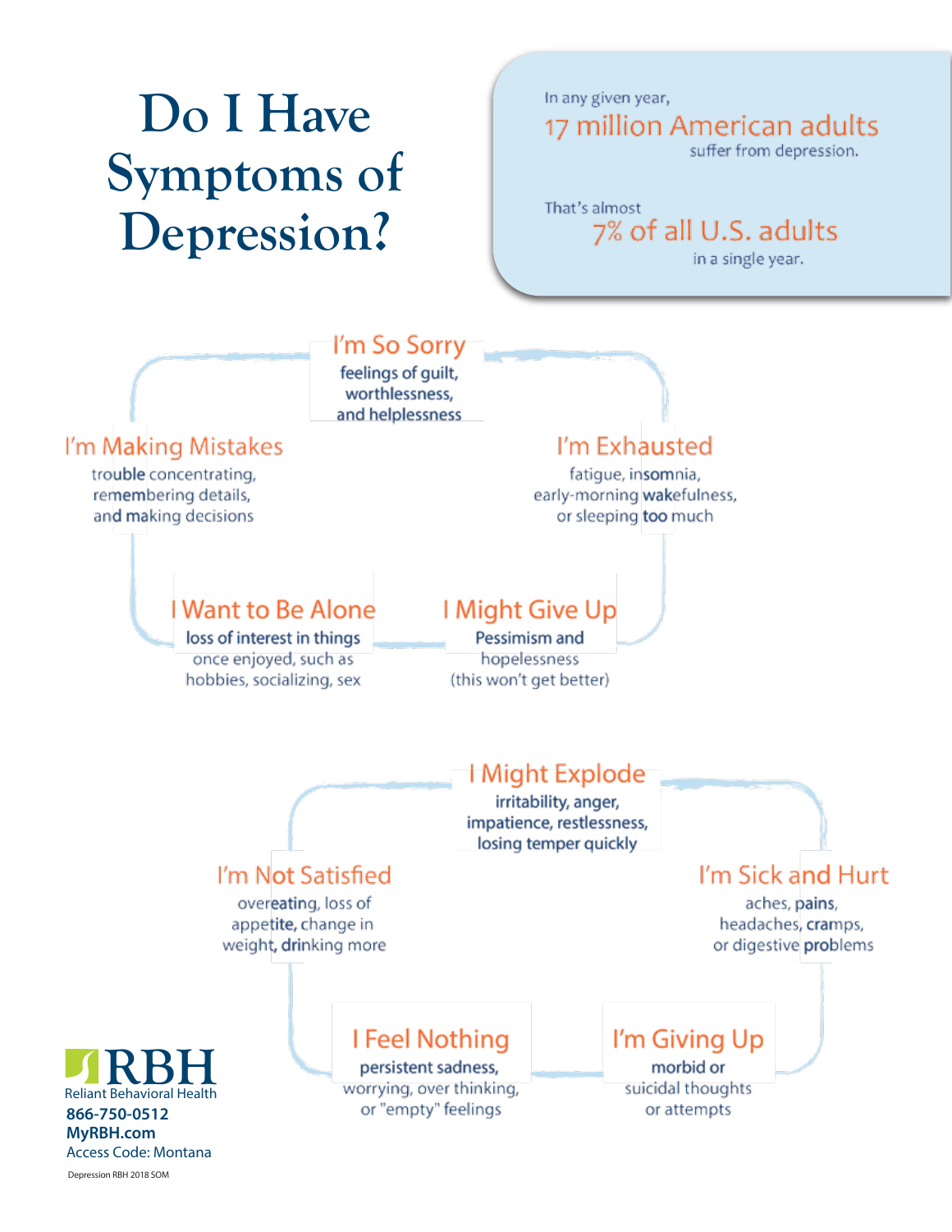# Do I Have Symptoms of Depression?

In any given year, **17 million American adults** suffer from depression.

That's almost **7% of all U.S. adults** in a single year.

### I'm So Sorry

feelings of guilt, worthlessness, and helplessness

### I'm Exhausted

fatigue, insomnia, early-morning wakefulness, or sleeping too much

### I Might Give Up

Pessimism and hopelessness (this won't get better)

### I Want to Be Alone

loss of interest in things once enjoyed, such as hobbies, socializing, sex

### I'm Making Mistakes

trouble concentrating, remembering details, and making decisions

### I Might Explode

irritability, anger, impatience, restlessness, losing temper quickly

### I'm Sick and Hurt

aches, pains, headaches, cramps, or digestive problems

### I'm Giving Up

morbid or suicidal thoughts or attempts

### I Feel Nothing

persistent sadness, worrying, over thinking, or "empty" feelings

### I'm Not Satisfied

overeating, loss of appetite, change in weight, drinking more

**RBH**
Reliant Behavioral Health
**866-750-0512**
**MyRBH.com**
Access Code: Montana

Depression RBH 2018 SOM